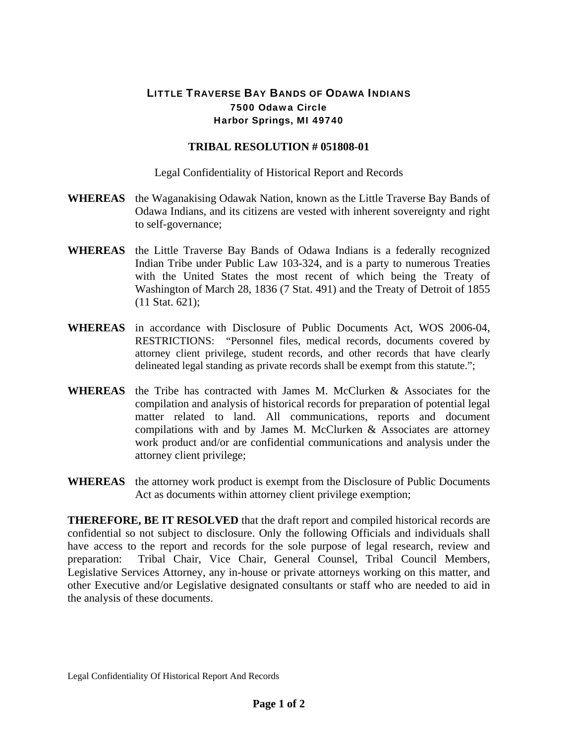# LITTLE TRAVERSE BAY BANDS OF ODAWA INDIANS

**7500 Odawa Circle**
**Harbor Springs, MI 49740**

## TRIBAL RESOLUTION # 051808-01

Legal Confidentiality of Historical Report and Records

**WHEREAS** the Waganakising Odawak Nation, known as the Little Traverse Bay Bands of Odawa Indians, and its citizens are vested with inherent sovereignty and right to self-governance;

**WHEREAS** the Little Traverse Bay Bands of Odawa Indians is a federally recognized Indian Tribe under Public Law 103-324, and is a party to numerous Treaties with the United States the most recent of which being the Treaty of Washington of March 28, 1836 (7 Stat. 491) and the Treaty of Detroit of 1855 (11 Stat. 621);

**WHEREAS** in accordance with Disclosure of Public Documents Act, WOS 2006-04, RESTRICTIONS: "Personnel files, medical records, documents covered by attorney client privilege, student records, and other records that have clearly delineated legal standing as private records shall be exempt from this statute.";

**WHEREAS** the Tribe has contracted with James M. McClurken & Associates for the compilation and analysis of historical records for preparation of potential legal matter related to land. All communications, reports and document compilations with and by James M. McClurken & Associates are attorney work product and/or are confidential communications and analysis under the attorney client privilege;

**WHEREAS** the attorney work product is exempt from the Disclosure of Public Documents Act as documents within attorney client privilege exemption;

**THEREFORE, BE IT RESOLVED** that the draft report and compiled historical records are confidential so not subject to disclosure. Only the following Officials and individuals shall have access to the report and records for the sole purpose of legal research, review and preparation: Tribal Chair, Vice Chair, General Counsel, Tribal Council Members, Legislative Services Attorney, any in-house or private attorneys working on this matter, and other Executive and/or Legislative designated consultants or staff who are needed to aid in the analysis of these documents.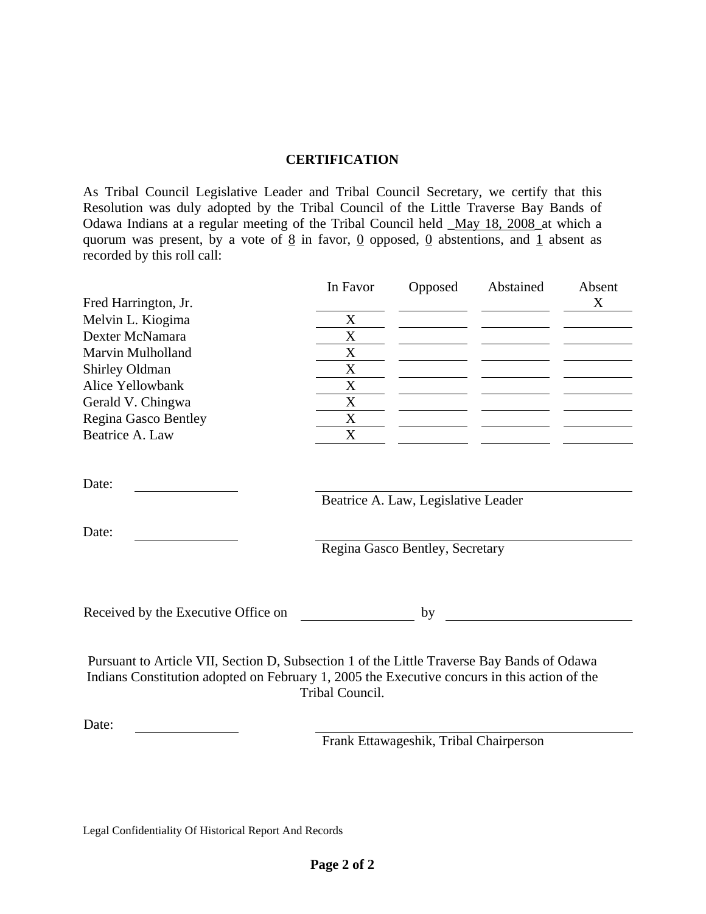## CERTIFICATION

As Tribal Council Legislative Leader and Tribal Council Secretary, we certify that this Resolution was duly adopted by the Tribal Council of the Little Traverse Bay Bands of Odawa Indians at a regular meeting of the Tribal Council held _May 18, 2008_ at which a quorum was present, by a vote of 8 in favor, 0 opposed, 0 abstentions, and 1 absent as recorded by this roll call:

| | In Favor | Opposed | Abstained | Absent |
|---|---|---|---|---|
| Fred Harrington, Jr. | | | | X |
| Melvin L. Kiogima | X | | | |
| Dexter McNamara | X | | | |
| Marvin Mulholland | X | | | |
| Shirley Oldman | X | | | |
| Alice Yellowbank | X | | | |
| Gerald V. Chingwa | X | | | |
| Regina Gasco Bentley | X | | | |
| Beatrice A. Law | X | | | |

Date: ______________ ____________________________________
Beatrice A. Law, Legislative Leader

Date: ______________ ____________________________________
Regina Gasco Bentley, Secretary

Received by the Executive Office on ______________ by ______________________

Pursuant to Article VII, Section D, Subsection 1 of the Little Traverse Bay Bands of Odawa Indians Constitution adopted on February 1, 2005 the Executive concurs in this action of the Tribal Council.

Date: ______________ ____________________________________
Frank Ettawageshik, Tribal Chairperson

Legal Confidentiality Of Historical Report And Records